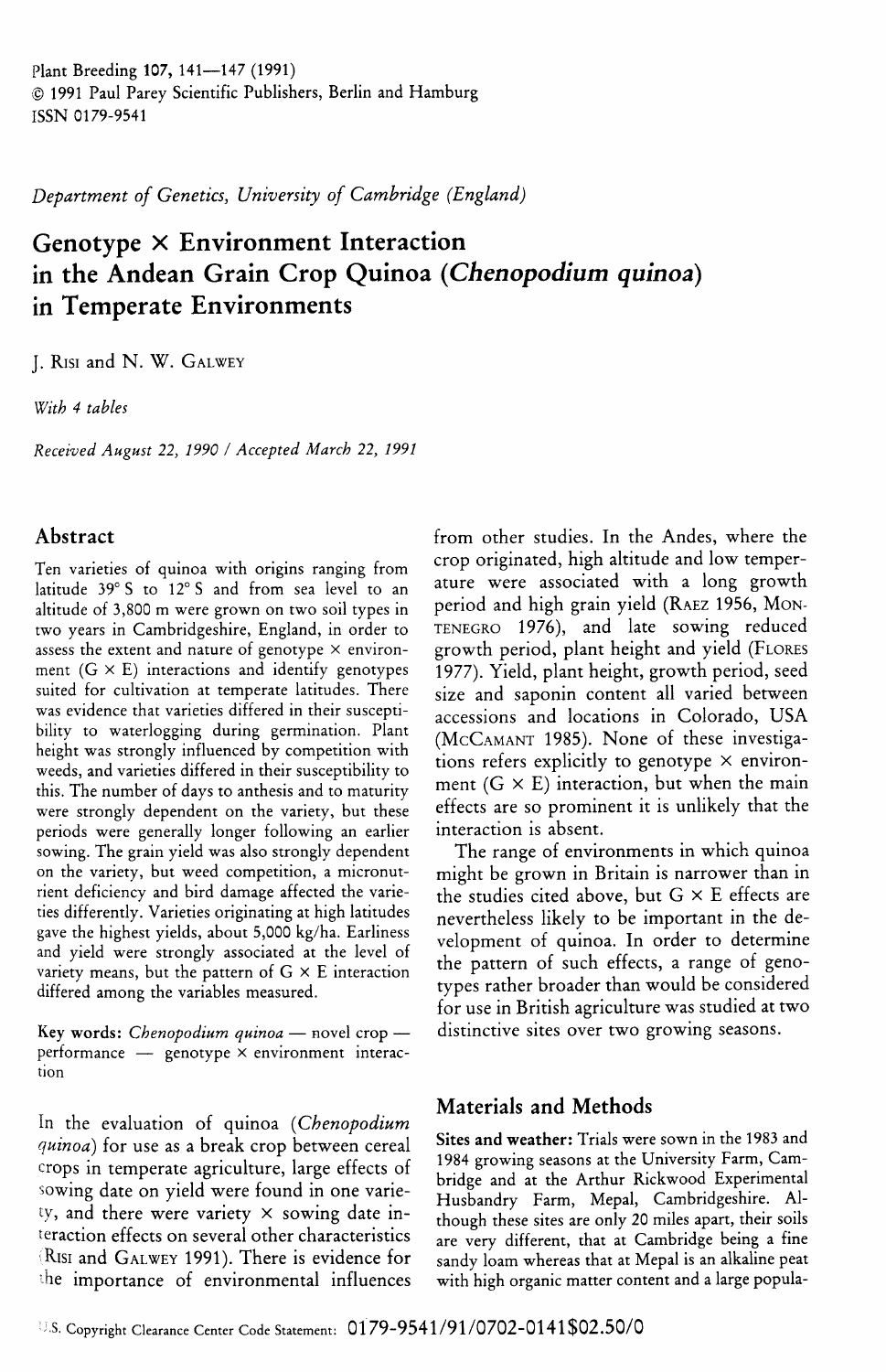Department of Genetics, University of Cambridge (England)

# Genotype × Environment Interaction in the Andean Grain Crop Quinoa (*Chenopodium quinoa*) in Temperate Environments

J. Risi and N. W. Galwey

*With 4 tables*

*Received August 22, 1990 / Accepted March 22, 1991*

## Abstract

Ten varieties of quinoa with origins ranging from latitude 39° S to 12° S and from sea level to an altitude of 3,800 m were grown on two soil types in two years in Cambridgeshire, England, in order to assess the extent and nature of genotype × environment (G × E) interactions and identify genotypes suited for cultivation at temperate latitudes. There was evidence that varieties differed in their susceptibility to waterlogging during germination. Plant height was strongly influenced by competition with weeds, and varieties differed in their susceptibility to this. The number of days to anthesis and to maturity were strongly dependent on the variety, but these periods were generally longer following an earlier sowing. The grain yield was also strongly dependent on the variety, but weed competition, a micronutrient deficiency and bird damage affected the varieties differently. Varieties originating at high latitudes gave the highest yields, about 5,000 kg/ha. Earliness and yield were strongly associated at the level of variety means, but the pattern of G × E interaction differed among the variables measured.

**Key words:** *Chenopodium quinoa* — novel crop — performance — genotype × environment interaction

In the evaluation of quinoa (*Chenopodium quinoa*) for use as a break crop between cereal crops in temperate agriculture, large effects of sowing date on yield were found in one variety, and there were variety × sowing date interaction effects on several other characteristics (Risi and Galwey 1991). There is evidence for the importance of environmental influences from other studies. In the Andes, where the crop originated, high altitude and low temperature were associated with a long growth period and high grain yield (Raez 1956, Montenegro 1976), and late sowing reduced growth period, plant height and yield (Flores 1977). Yield, plant height, growth period, seed size and saponin content all varied between accessions and locations in Colorado, USA (McCamant 1985). None of these investigations refers explicitly to genotype × environment (G × E) interaction, but when the main effects are so prominent it is unlikely that the interaction is absent.

The range of environments in which quinoa might be grown in Britain is narrower than in the studies cited above, but G × E effects are nevertheless likely to be important in the development of quinoa. In order to determine the pattern of such effects, a range of genotypes rather broader than would be considered for use in British agriculture was studied at two distinctive sites over two growing seasons.

## Materials and Methods

**Sites and weather:** Trials were sown in the 1983 and 1984 growing seasons at the University Farm, Cambridge and at the Arthur Rickwood Experimental Husbandry Farm, Mepal, Cambridgeshire. Although these sites are only 20 miles apart, their soils are very different, that at Cambridge being a fine sandy loam whereas that at Mepal is an alkaline peat with high organic matter content and a large popula-

U.S. Copyright Clearance Center Code Statement: 0179-9541/91/0702-0141$02.50/0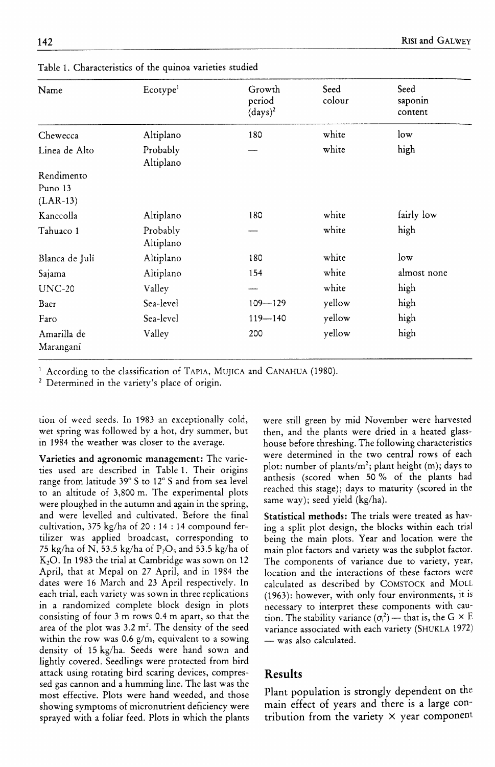Table 1. Characteristics of the quinoa varieties studied

| Name | Ecotype[1] | Growth period (days)[2] | Seed colour | Seed saponin content |
|---|---|---|---|---|
| Chewecca | Altiplano | 180 | white | low |
| Linea de Alto Rendimento Puno 13 (LAR-13) | Probably Altiplano | — | white | high |
| Kanccolla | Altiplano | 180 | white | fairly low |
| Tahuaco 1 | Probably Altiplano | — | white | high |
| Blanca de Julí | Altiplano | 180 | white | low |
| Sajama | Altiplano | 154 | white | almost none |
| UNC-20 | Valley | — | white | high |
| Baer | Sea-level | 109—129 | yellow | high |
| Faro | Sea-level | 119—140 | yellow | high |
| Amarilla de Maranganí | Valley | 200 | yellow | high |

[1] According to the classification of TAPIA, MUJICA and CANAHUA (1980).
[2] Determined in the variety's place of origin.

tion of weed seeds. In 1983 an exceptionally cold, wet spring was followed by a hot, dry summer, but in 1984 the weather was closer to the average.

**Varieties and agronomic management:** The varieties used are described in Table 1. Their origins range from latitude 39° S to 12° S and from sea level to an altitude of 3,800 m. The experimental plots were ploughed in the autumn and again in the spring, and were levelled and cultivated. Before the final cultivation, 375 kg/ha of 20 : 14 : 14 compound fertilizer was applied broadcast, corresponding to 75 kg/ha of N, 53.5 kg/ha of $P_2O_5$ and 53.5 kg/ha of $K_2O$. In 1983 the trial at Cambridge was sown on 12 April, that at Mepal on 27 April, and in 1984 the dates were 16 March and 23 April respectively. In each trial, each variety was sown in three replications in a randomized complete block design in plots consisting of four 3 m rows 0.4 m apart, so that the area of the plot was 3.2 m². The density of the seed within the row was 0.6 g/m, equivalent to a sowing density of 15 kg/ha. Seeds were hand sown and lightly covered. Seedlings were protected from bird attack using rotating bird scaring devices, compressed gas cannon and a humming line. The last was the most effective. Plots were hand weeded, and those showing symptoms of micronutrient deficiency were sprayed with a foliar feed. Plots in which the plants were still green by mid November were harvested then, and the plants were dried in a heated glasshouse before threshing. The following characteristics were determined in the two central rows of each plot: number of plants/m²; plant height (m); days to anthesis (scored when 50 % of the plants had reached this stage); days to maturity (scored in the same way); seed yield (kg/ha).

**Statistical methods:** The trials were treated as having a split plot design, the blocks within each trial being the main plots. Year and location were the main plot factors and variety was the subplot factor. The components of variance due to variety, year, location and the interactions of these factors were calculated as described by COMSTOCK and MOLL (1963): however, with only four environments, it is necessary to interpret these components with caution. The stability variance ($\sigma_i^2$) — that is, the G × E variance associated with each variety (SHUKLA 1972) — was also calculated.

## Results

Plant population is strongly dependent on the main effect of years and there is a large contribution from the variety × year component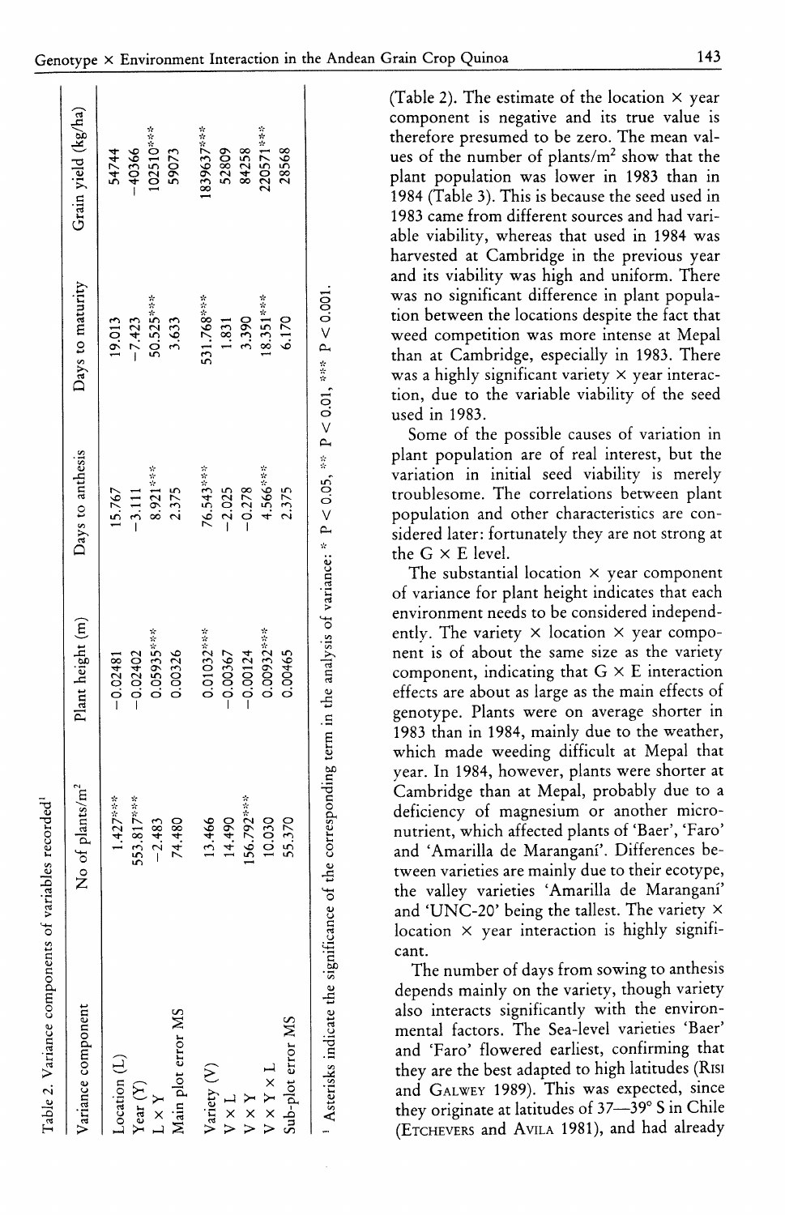Table 2. Variance components of variables recorded[1]

| Variance component | No of plants/m² | Plant height (m) | Days to anthesis | Days to maturity | Grain yield (kg/ha) |
|---|---|---|---|---|---|
| Location (L) | 1.427*** | −0.02481 | 15.767 | 19.013 | 54744 |
| Year (Y) | 553.817*** | −0.02402 | −3.111 | −7.423 | −40366 |
| L × Y | −2.483 | 0.05935*** | 8.921*** | 50.525*** | 102510*** |
| Main plot error MS | 74.480 | 0.00326 | 2.375 | 3.633 | 59073 |
| Variety (V) | 13.466 | 0.01032*** | 76.543*** | 531.768*** | 1839637*** |
| V × L | 14.490 | −0.00367 | −2.025 | 1.831 | 52809 |
| V × Y | 156.792*** | −0.00124 | −0.278 | 3.390 | 84258 |
| V × Y × L | 10.030 | 0.00932*** | 4.566*** | 18.351*** | 220571*** |
| Sub-plot error MS | 55.370 | 0.00465 | 2.375 | 6.170 | 28568 |

[1] Asterisks indicate the significance of the corresponding term in the analysis of variance: * $P < 0.05$, ** $P < 0.01$, *** $P < 0.001$.

(Table 2). The estimate of the location × year component is negative and its true value is therefore presumed to be zero. The mean values of the number of plants/m² show that the plant population was lower in 1983 than in 1984 (Table 3). This is because the seed used in 1983 came from different sources and had variable viability, whereas that used in 1984 was harvested at Cambridge in the previous year and its viability was high and uniform. There was no significant difference in plant population between the locations despite the fact that weed competition was more intense at Mepal than at Cambridge, especially in 1983. There was a highly significant variety × year interaction, due to the variable viability of the seed used in 1983.

Some of the possible causes of variation in plant population are of real interest, but the variation in initial seed viability is merely troublesome. The correlations between plant population and other characteristics are considered later: fortunately they are not strong at the G × E level.

The substantial location × year component of variance for plant height indicates that each environment needs to be considered independently. The variety × location × year component is of about the same size as the variety component, indicating that G × E interaction effects are about as large as the main effects of genotype. Plants were on average shorter in 1983 than in 1984, mainly due to the weather, which made weeding difficult at Mepal that year. In 1984, however, plants were shorter at Cambridge than at Mepal, probably due to a deficiency of magnesium or another micronutrient, which affected plants of 'Baer', 'Faro' and 'Amarilla de Maranganí'. Differences between varieties are mainly due to their ecotype, the valley varieties 'Amarilla de Maranganí' and 'UNC-20' being the tallest. The variety × location × year interaction is highly significant.

The number of days from sowing to anthesis depends mainly on the variety, though variety also interacts significantly with the environmental factors. The Sea-level varieties 'Baer' and 'Faro' flowered earliest, confirming that they are the best adapted to high latitudes (Risi and Galwey 1989). This was expected, since they originate at latitudes of 37—39° S in Chile (Etchevers and Avila 1981), and had already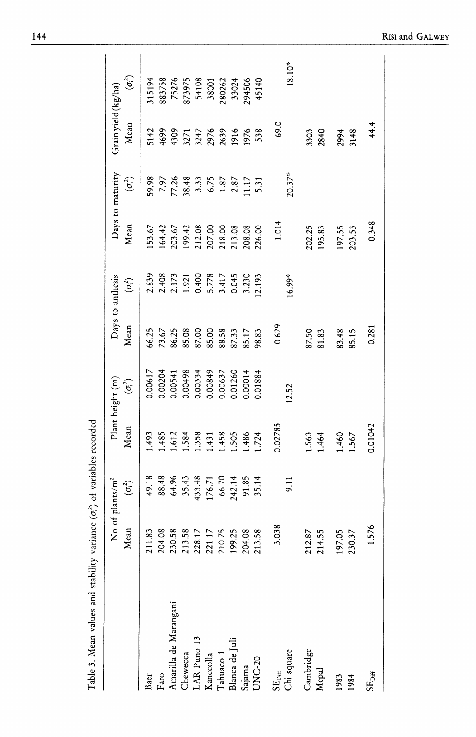Table 3. Mean values and stability variance ($\sigma_i^2$) of variables recorded

| | No of plants/m² | | Plant height (m) | | Days to anthesis | | Days to maturity | | Grain yield (kg/ha) | |
|---|---|---|---|---|---|---|---|---|---|---|
| | Mean | ($\sigma_i^2$) | Mean | ($\sigma_i^2$) | Mean | ($\sigma_i^2$) | Mean | ($\sigma_i^2$) | Mean | ($\sigma_i^2$) |
| Baer | 211.83 | 49.18 | 1.493 | 0.00617 | 66.25 | 2.839 | 153.67 | 59.98 | 5142 | 315194 |
| Faro | 204.08 | 88.48 | 1.485 | 0.00204 | 73.67 | 2.408 | 164.42 | 7.97 | 4699 | 883758 |
| Amarilla de Maranganí | 230.58 | 64.96 | 1.612 | 0.00541 | 86.25 | 2.173 | 203.67 | 77.26 | 4309 | 75276 |
| Chewecca | 213.58 | 35.43 | 1.584 | 0.00498 | 85.08 | 1.921 | 199.42 | 38.48 | 3271 | 873975 |
| LAR Puno 13 | 228.17 | 433.48 | 1.358 | 0.00334 | 87.00 | 0.400 | 212.08 | 3.33 | 3247 | 54108 |
| Kanccolla | 221.17 | 176.71 | 1.431 | 0.00849 | 85.00 | 5.778 | 207.00 | 6.75 | 2976 | 38001 |
| Tahuaco 1 | 210.75 | 66.70 | 1.458 | 0.00637 | 88.58 | 3.417 | 218.00 | 1.87 | 2639 | 280262 |
| Blanca de Julí | 199.25 | 242.14 | 1.505 | 0.01260 | 87.33 | 0.045 | 213.08 | 2.87 | 1916 | 33024 |
| Sajama | 204.08 | 91.85 | 1.486 | 0.00014 | 85.17 | 3.230 | 208.08 | 11.17 | 1976 | 294506 |
| UNC-20 | 213.58 | 35.14 | 1.724 | 0.01884 | 98.83 | 12.193 | 226.00 | 5.31 | 538 | 45140 |
| $SE_{Diff}$ | 3.038 | | 0.02785 | | 0.629 | | 1.014 | | 69.0 | |
| Chi square | | 9.11 | | 12.52 | | 16.99* | | 20.37* | | 18.10* |
| Cambridge | 212.87 | | 1.563 | | 87.50 | | 202.25 | | 3303 | |
| Mepal | 214.55 | | 1.464 | | 81.83 | | 195.83 | | 2840 | |
| 1983 | 197.05 | | 1.460 | | 83.48 | | 197.55 | | 2994 | |
| 1984 | 230.37 | | 1.567 | | 85.15 | | 203.53 | | 3148 | |
| $SE_{Diff}$ | 1.576 | | 0.01042 | | 0.281 | | 0.348 | | 44.4 | |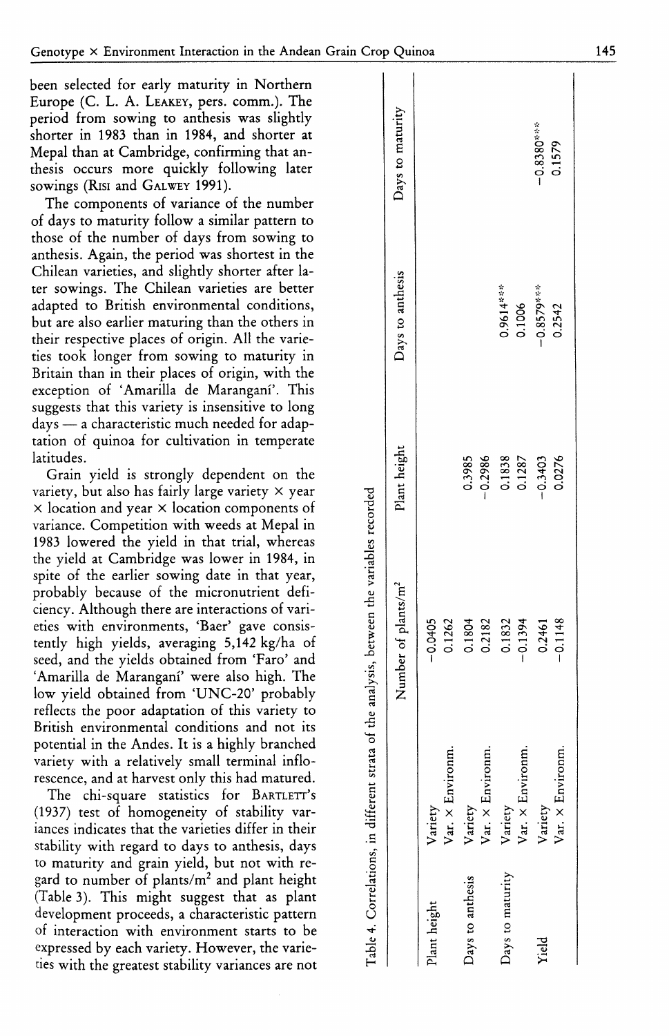been selected for early maturity in Northern Europe (C. L. A. LEAKEY, pers. comm.). The period from sowing to anthesis was slightly shorter in 1983 than in 1984, and shorter at Mepal than at Cambridge, confirming that anthesis occurs more quickly following later sowings (RISI and GALWEY 1991).

The components of variance of the number of days to maturity follow a similar pattern to those of the number of days from sowing to anthesis. Again, the period was shortest in the Chilean varieties, and slightly shorter after later sowings. The Chilean varieties are better adapted to British environmental conditions, but are also earlier maturing than the others in their respective places of origin. All the varieties took longer from sowing to maturity in Britain than in their places of origin, with the exception of 'Amarilla de Marangani'. This suggests that this variety is insensitive to long days — a characteristic much needed for adaptation of quinoa for cultivation in temperate latitudes.

Grain yield is strongly dependent on the variety, but also has fairly large variety × year × location and year × location components of variance. Competition with weeds at Mepal in 1983 lowered the yield in that trial, whereas the yield at Cambridge was lower in 1984, in spite of the earlier sowing date in that year, probably because of the micronutrient deficiency. Although there are interactions of varieties with environments, 'Baer' gave consistently high yields, averaging 5,142 kg/ha of seed, and the yields obtained from 'Faro' and 'Amarilla de Marangani' were also high. The low yield obtained from 'UNC-20' probably reflects the poor adaptation of this variety to British environmental conditions and not its potential in the Andes. It is a highly branched variety with a relatively small terminal inflorescence, and at harvest only this had matured.

The chi-square statistics for BARTLETT's (1937) test of homogeneity of stability variances indicates that the varieties differ in their stability with regard to days to anthesis, days to maturity and grain yield, but not with regard to number of plants/m$^2$ and plant height (Table 3). This might suggest that as plant development proceeds, a characteristic pattern of interaction with environment starts to be expressed by each variety. However, the varieties with the greatest stability variances are not

Table 4. Correlations, in different strata of the analysis, between the variables recorded

| | | Number of plants/m$^2$ | Plant height | Days to anthesis | Days to maturity |
|---|---|---|---|---|---|
| Plant height | Variety | −0.0405 | | | |
| | Var. × Environm. | 0.1262 | | | |
| Days to anthesis | Variety | 0.1804 | 0.3985 | | |
| | Var. × Environm. | 0.2182 | −0.2986 | | |
| Days to maturity | Variety | 0.1832 | 0.1838 | 0.9614*** | |
| | Var. × Environm. | −0.1394 | 0.1287 | 0.1006 | |
| Yield | Variety | 0.2461 | −0.3403 | −0.8579*** | −0.8380*** |
| | Var. × Environm. | −0.1148 | 0.0276 | 0.2542 | 0.1579 |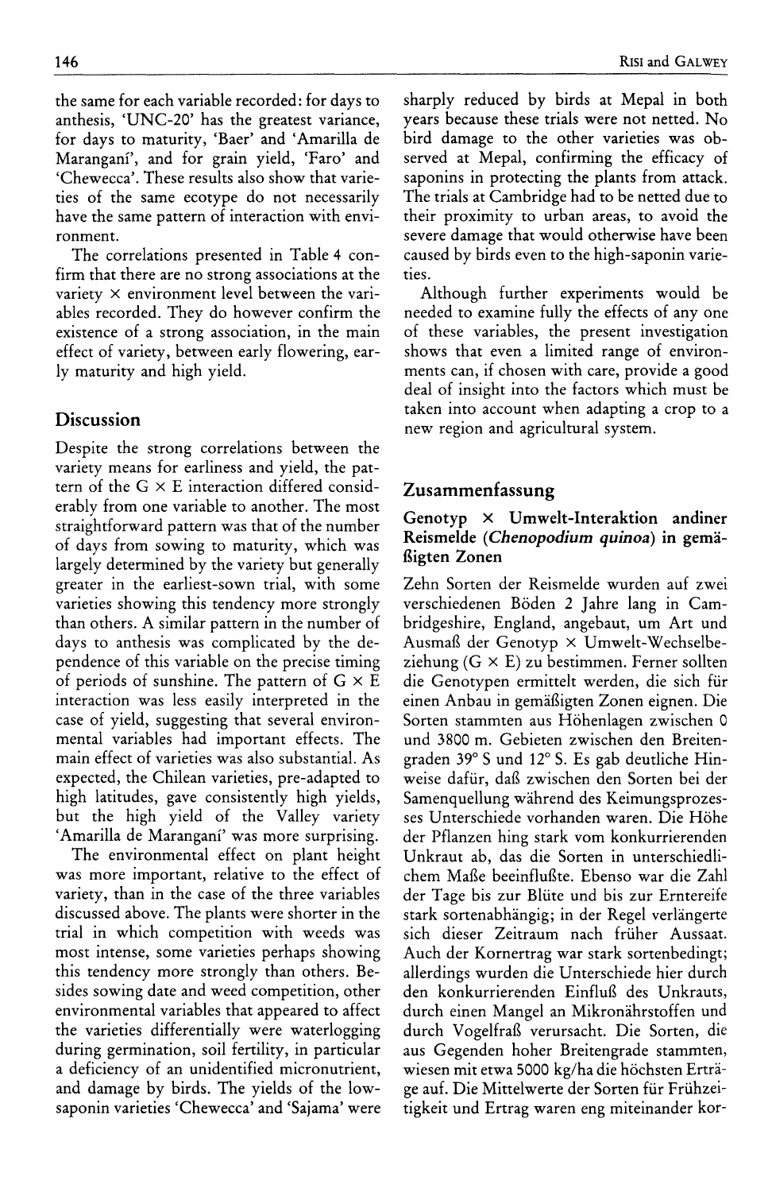the same for each variable recorded: for days to anthesis, 'UNC-20' has the greatest variance, for days to maturity, 'Baer' and 'Amarilla de Maranganí', and for grain yield, 'Faro' and 'Chewecca'. These results also show that varieties of the same ecotype do not necessarily have the same pattern of interaction with environment.

The correlations presented in Table 4 confirm that there are no strong associations at the variety × environment level between the variables recorded. They do however confirm the existence of a strong association, in the main effect of variety, between early flowering, early maturity and high yield.

## Discussion

Despite the strong correlations between the variety means for earliness and yield, the pattern of the G × E interaction differed considerably from one variable to another. The most straightforward pattern was that of the number of days from sowing to maturity, which was largely determined by the variety but generally greater in the earliest-sown trial, with some varieties showing this tendency more strongly than others. A similar pattern in the number of days to anthesis was complicated by the dependence of this variable on the precise timing of periods of sunshine. The pattern of G × E interaction was less easily interpreted in the case of yield, suggesting that several environmental variables had important effects. The main effect of varieties was also substantial. As expected, the Chilean varieties, pre-adapted to high latitudes, gave consistently high yields, but the high yield of the Valley variety 'Amarilla de Maranganí' was more surprising.

The environmental effect on plant height was more important, relative to the effect of variety, than in the case of the three variables discussed above. The plants were shorter in the trial in which competition with weeds was most intense, some varieties perhaps showing this tendency more strongly than others. Besides sowing date and weed competition, other environmental variables that appeared to affect the varieties differentially were waterlogging during germination, soil fertility, in particular a deficiency of an unidentified micronutrient, and damage by birds. The yields of the low-saponin varieties 'Chewecca' and 'Sajama' were sharply reduced by birds at Mepal in both years because these trials were not netted. No bird damage to the other varieties was observed at Mepal, confirming the efficacy of saponins in protecting the plants from attack. The trials at Cambridge had to be netted due to their proximity to urban areas, to avoid the severe damage that would otherwise have been caused by birds even to the high-saponin varieties.

Although further experiments would be needed to examine fully the effects of any one of these variables, the present investigation shows that even a limited range of environments can, if chosen with care, provide a good deal of insight into the factors which must be taken into account when adapting a crop to a new region and agricultural system.

## Zusammenfassung

### Genotyp × Umwelt-Interaktion andiner Reismelde (*Chenopodium quinoa*) in gemäßigten Zonen

Zehn Sorten der Reismelde wurden auf zwei verschiedenen Böden 2 Jahre lang in Cambridgeshire, England, angebaut, um Art und Ausmaß der Genotyp × Umwelt-Wechselbeziehung (G × E) zu bestimmen. Ferner sollten die Genotypen ermittelt werden, die sich für einen Anbau in gemäßigten Zonen eignen. Die Sorten stammten aus Höhenlagen zwischen 0 und 3800 m. Gebieten zwischen den Breitengraden 39° S und 12° S. Es gab deutliche Hinweise dafür, daß zwischen den Sorten bei der Samenquellung während des Keimungsprozesses Unterschiede vorhanden waren. Die Höhe der Pflanzen hing stark vom konkurrierenden Unkraut ab, das die Sorten in unterschiedlichem Maße beeinflußte. Ebenso war die Zahl der Tage bis zur Blüte und bis zur Erntereife stark sortenabhängig; in der Regel verlängerte sich dieser Zeitraum nach früher Aussaat. Auch der Kornertrag war stark sortenbedingt; allerdings wurden die Unterschiede hier durch den konkurrierenden Einfluß des Unkrauts, durch einen Mangel an Mikronährstoffen und durch Vogelfraß verursacht. Die Sorten, die aus Gegenden hoher Breitengrade stammten, wiesen mit etwa 5000 kg/ha die höchsten Erträge auf. Die Mittelwerte der Sorten für Frühzeitigkeit und Ertrag waren eng miteinander kor-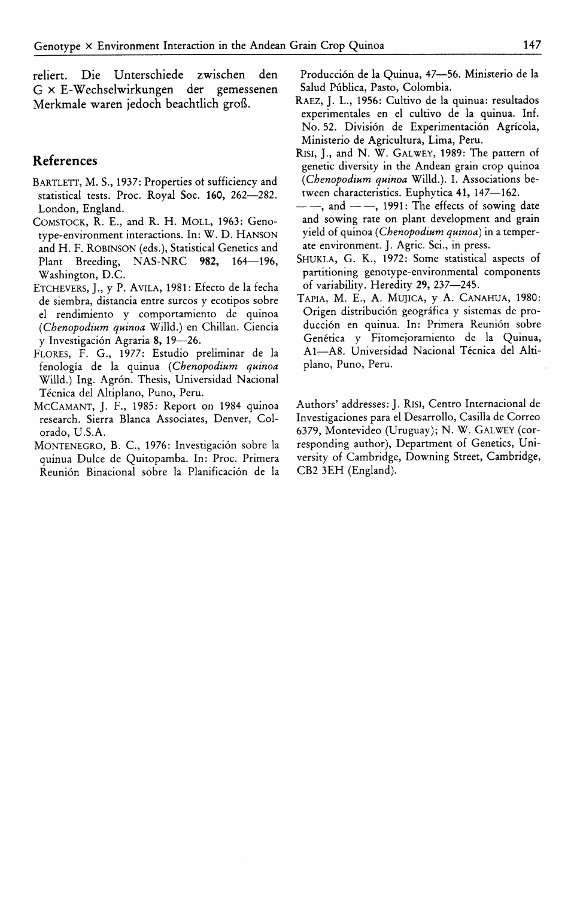reliert. Die Unterschiede zwischen den G × E-Wechselwirkungen der gemessenen Merkmale waren jedoch beachtlich groß.

## References

BARTLETT, M. S., 1937: Properties of sufficiency and statistical tests. Proc. Royal Soc. **160**, 262—282. London, England.

COMSTOCK, R. E., and R. H. MOLL, 1963: Genotype-environment interactions. In: W. D. HANSON and H. F. ROBINSON (eds.), Statistical Genetics and Plant Breeding, NAS-NRC **982**, 164—196, Washington, D.C.

ETCHEVERS, J., y P. AVILA, 1981: Efecto de la fecha de siembra, distancia entre surcos y ecotipos sobre el rendimiento y comportamiento de quinoa (*Chenopodium quinoa* Willd.) en Chillan. Ciencia y Investigación Agraria **8**, 19—26.

FLORES, F. G., 1977: Estudio preliminar de la fenología de la quinua (*Chenopodium quinoa* Willd.) Ing. Agrón. Thesis, Universidad Nacional Técnica del Altiplano, Puno, Peru.

MCCAMANT, J. F., 1985: Report on 1984 quinoa research. Sierra Blanca Associates, Denver, Colorado, U.S.A.

MONTENEGRO, B. C., 1976: Investigación sobre la quinua Dulce de Quitopamba. In: Proc. Primera Reunión Binacional sobre la Planificación de la Producción de la Quinua, 47—56. Ministerio de la Salud Pública, Pasto, Colombia.

RAEZ, J. L., 1956: Cultivo de la quinua: resultados experimentales en el cultivo de la quinua. Inf. No. 52. División de Experimentación Agrícola, Ministerio de Agricultura, Lima, Peru.

RISI, J., and N. W. GALWEY, 1989: The pattern of genetic diversity in the Andean grain crop quinoa (*Chenopodium quinoa* Willd.). I. Associations between characteristics. Euphytica **41**, 147—162.

——, and ——, 1991: The effects of sowing date and sowing rate on plant development and grain yield of quinoa (*Chenopodium quinoa*) in a temperate environment. J. Agric. Sci., in press.

SHUKLA, G. K., 1972: Some statistical aspects of partitioning genotype-environmental components of variability. Heredity **29**, 237—245.

TAPIA, M. E., A. MUJICA, y A. CANAHUA, 1980: Origen distribución geográfica y sistemas de producción en quinua. In: Primera Reunión sobre Genética y Fitomejoramiento de la Quinua, A1—A8. Universidad Nacional Técnica del Altiplano, Puno, Peru.

Authors' addresses: J. RISI, Centro Internacional de Investigaciones para el Desarrollo, Casilla de Correo 6379, Montevideo (Uruguay); N. W. GALWEY (corresponding author), Department of Genetics, University of Cambridge, Downing Street, Cambridge, CB2 3EH (England).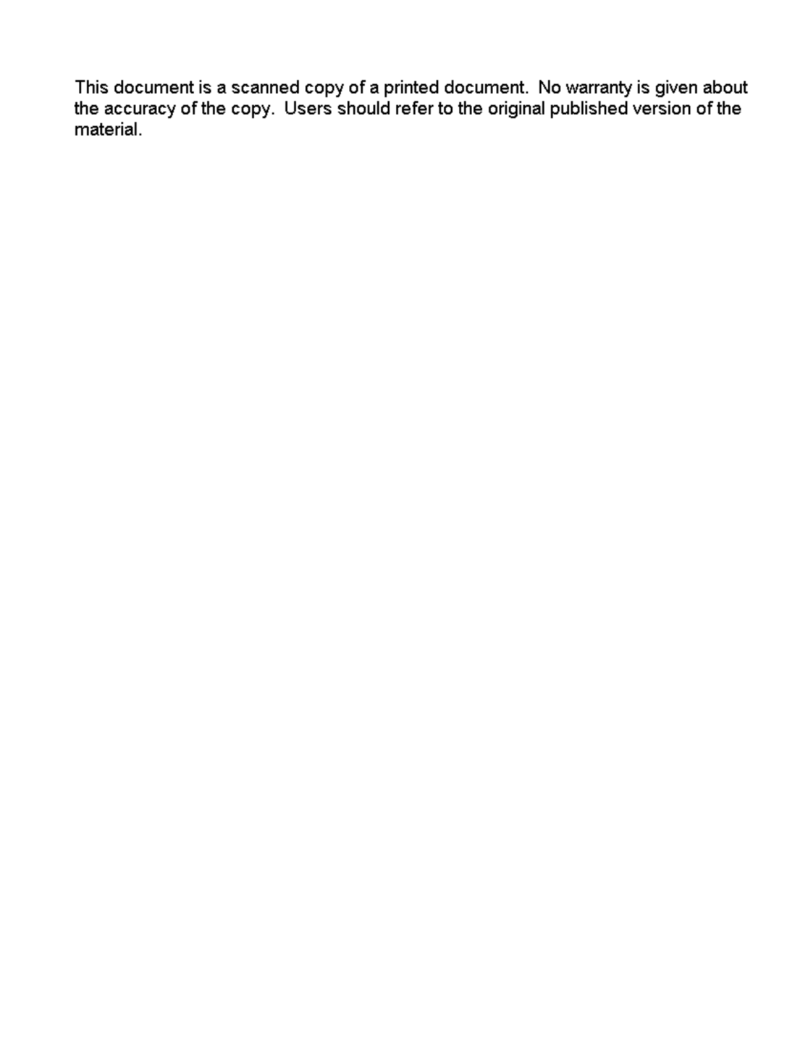This document is a scanned copy of a printed document. No warranty is given about the accuracy of the copy. Users should refer to the original published version of the material.